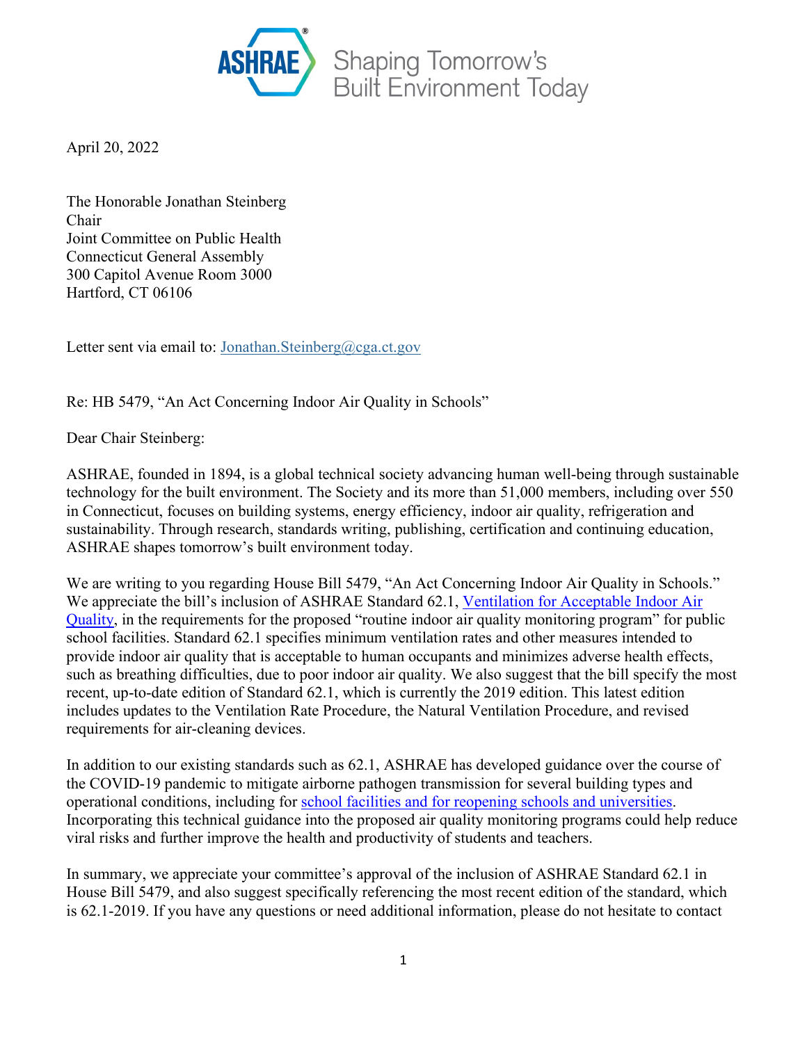ASHRAE Shaping Tomorrow's Built Environment Today

April 20, 2022

The Honorable Jonathan Steinberg
Chair
Joint Committee on Public Health
Connecticut General Assembly
300 Capitol Avenue Room 3000
Hartford, CT 06106

Letter sent via email to: Jonathan.Steinberg@cga.ct.gov

Re: HB 5479, "An Act Concerning Indoor Air Quality in Schools"

Dear Chair Steinberg:

ASHRAE, founded in 1894, is a global technical society advancing human well-being through sustainable technology for the built environment. The Society and its more than 51,000 members, including over 550 in Connecticut, focuses on building systems, energy efficiency, indoor air quality, refrigeration and sustainability. Through research, standards writing, publishing, certification and continuing education, ASHRAE shapes tomorrow's built environment today.

We are writing to you regarding House Bill 5479, "An Act Concerning Indoor Air Quality in Schools." We appreciate the bill's inclusion of ASHRAE Standard 62.1, Ventilation for Acceptable Indoor Air Quality, in the requirements for the proposed "routine indoor air quality monitoring program" for public school facilities. Standard 62.1 specifies minimum ventilation rates and other measures intended to provide indoor air quality that is acceptable to human occupants and minimizes adverse health effects, such as breathing difficulties, due to poor indoor air quality. We also suggest that the bill specify the most recent, up-to-date edition of Standard 62.1, which is currently the 2019 edition. This latest edition includes updates to the Ventilation Rate Procedure, the Natural Ventilation Procedure, and revised requirements for air-cleaning devices.

In addition to our existing standards such as 62.1, ASHRAE has developed guidance over the course of the COVID-19 pandemic to mitigate airborne pathogen transmission for several building types and operational conditions, including for school facilities and for reopening schools and universities. Incorporating this technical guidance into the proposed air quality monitoring programs could help reduce viral risks and further improve the health and productivity of students and teachers.

In summary, we appreciate your committee's approval of the inclusion of ASHRAE Standard 62.1 in House Bill 5479, and also suggest specifically referencing the most recent edition of the standard, which is 62.1-2019. If you have any questions or need additional information, please do not hesitate to contact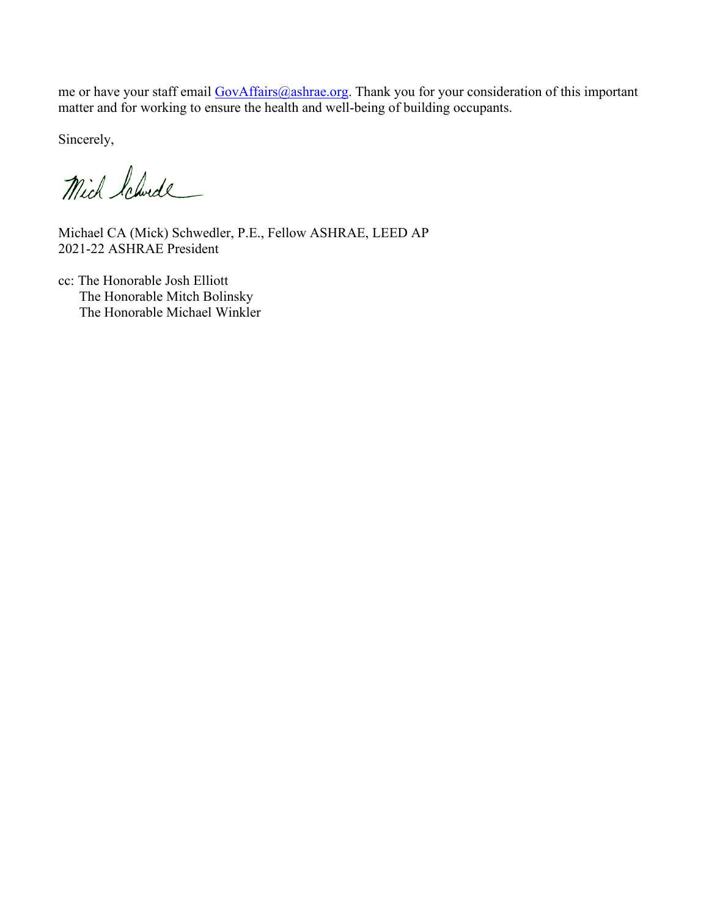me or have your staff email GovAffairs@ashrae.org. Thank you for your consideration of this important matter and for working to ensure the health and well-being of building occupants.

Sincerely,

Mick Schwedler

Michael CA (Mick) Schwedler, P.E., Fellow ASHRAE, LEED AP
2021-22 ASHRAE President

cc: The Honorable Josh Elliott
The Honorable Mitch Bolinsky
The Honorable Michael Winkler